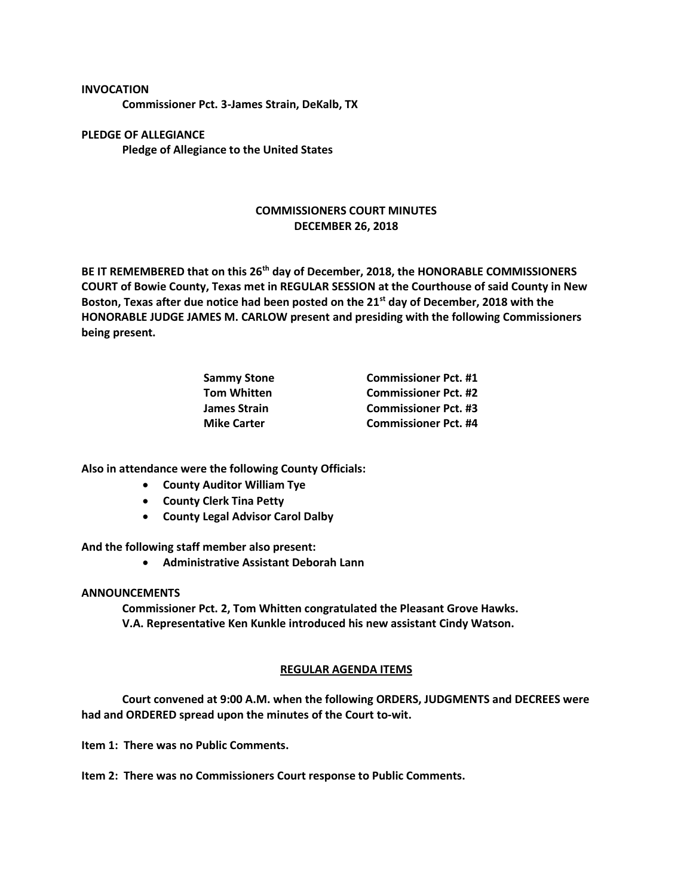**INVOCATION**

**Commissioner Pct. 3-James Strain, DeKalb, TX**

**PLEDGE OF ALLEGIANCE**

**Pledge of Allegiance to the United States**

## COMMISSIONERS COURT MINUTES
## DECEMBER 26, 2018

**BE IT REMEMBERED that on this 26th day of December, 2018, the HONORABLE COMMISSIONERS COURT of Bowie County, Texas met in REGULAR SESSION at the Courthouse of said County in New Boston, Texas after due notice had been posted on the 21st day of December, 2018 with the HONORABLE JUDGE JAMES M. CARLOW present and presiding with the following Commissioners being present.**

| | |
|---|---|
| **Sammy Stone** | **Commissioner Pct. #1** |
| **Tom Whitten** | **Commissioner Pct. #2** |
| **James Strain** | **Commissioner Pct. #3** |
| **Mike Carter** | **Commissioner Pct. #4** |

**Also in attendance were the following County Officials:**

- **County Auditor William Tye**
- **County Clerk Tina Petty**
- **County Legal Advisor Carol Dalby**

**And the following staff member also present:**

- **Administrative Assistant Deborah Lann**

**ANNOUNCEMENTS**

**Commissioner Pct. 2, Tom Whitten congratulated the Pleasant Grove Hawks.**
**V.A. Representative Ken Kunkle introduced his new assistant Cindy Watson.**

## REGULAR AGENDA ITEMS

**Court convened at 9:00 A.M. when the following ORDERS, JUDGMENTS and DECREES were had and ORDERED spread upon the minutes of the Court to-wit.**

**Item 1: There was no Public Comments.**

**Item 2: There was no Commissioners Court response to Public Comments.**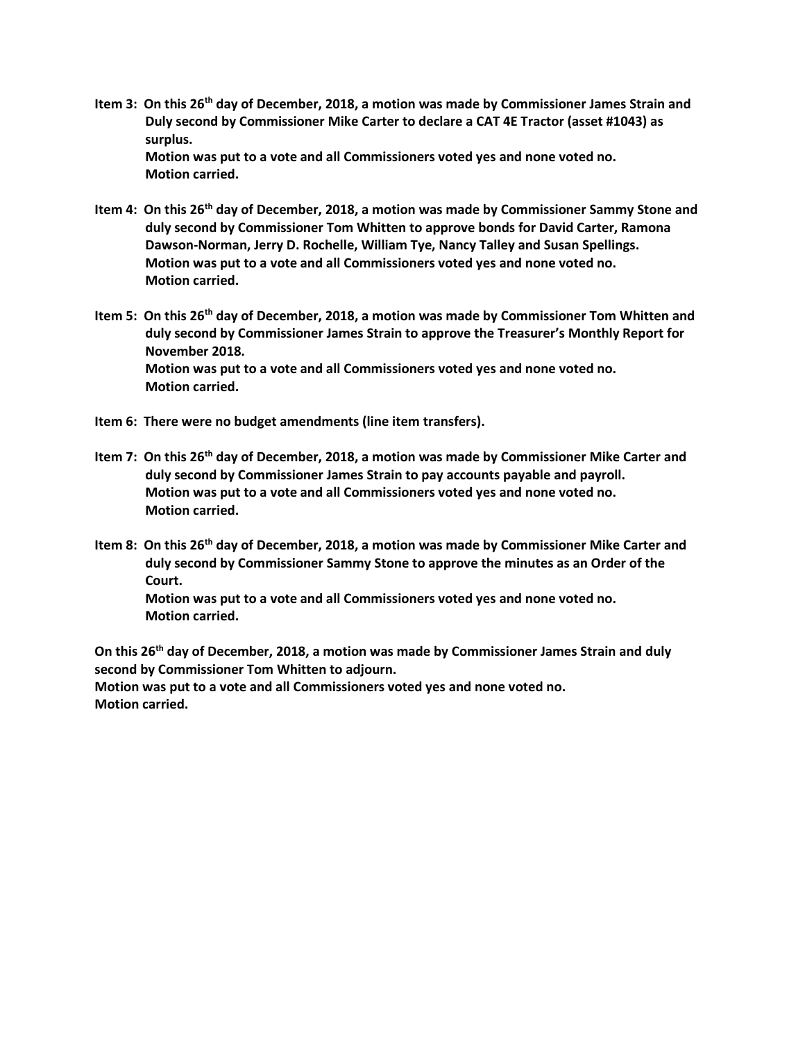**Item 3: On this 26th day of December, 2018, a motion was made by Commissioner James Strain and Duly second by Commissioner Mike Carter to declare a CAT 4E Tractor (asset #1043) as surplus.**
**Motion was put to a vote and all Commissioners voted yes and none voted no.**
**Motion carried.**

**Item 4: On this 26th day of December, 2018, a motion was made by Commissioner Sammy Stone and duly second by Commissioner Tom Whitten to approve bonds for David Carter, Ramona Dawson-Norman, Jerry D. Rochelle, William Tye, Nancy Talley and Susan Spellings.**
**Motion was put to a vote and all Commissioners voted yes and none voted no.**
**Motion carried.**

**Item 5: On this 26th day of December, 2018, a motion was made by Commissioner Tom Whitten and duly second by Commissioner James Strain to approve the Treasurer's Monthly Report for November 2018.**
**Motion was put to a vote and all Commissioners voted yes and none voted no.**
**Motion carried.**

**Item 6: There were no budget amendments (line item transfers).**

**Item 7: On this 26th day of December, 2018, a motion was made by Commissioner Mike Carter and duly second by Commissioner James Strain to pay accounts payable and payroll.**
**Motion was put to a vote and all Commissioners voted yes and none voted no.**
**Motion carried.**

**Item 8: On this 26th day of December, 2018, a motion was made by Commissioner Mike Carter and duly second by Commissioner Sammy Stone to approve the minutes as an Order of the Court.**
**Motion was put to a vote and all Commissioners voted yes and none voted no.**
**Motion carried.**

**On this 26th day of December, 2018, a motion was made by Commissioner James Strain and duly second by Commissioner Tom Whitten to adjourn.**
**Motion was put to a vote and all Commissioners voted yes and none voted no.**
**Motion carried.**